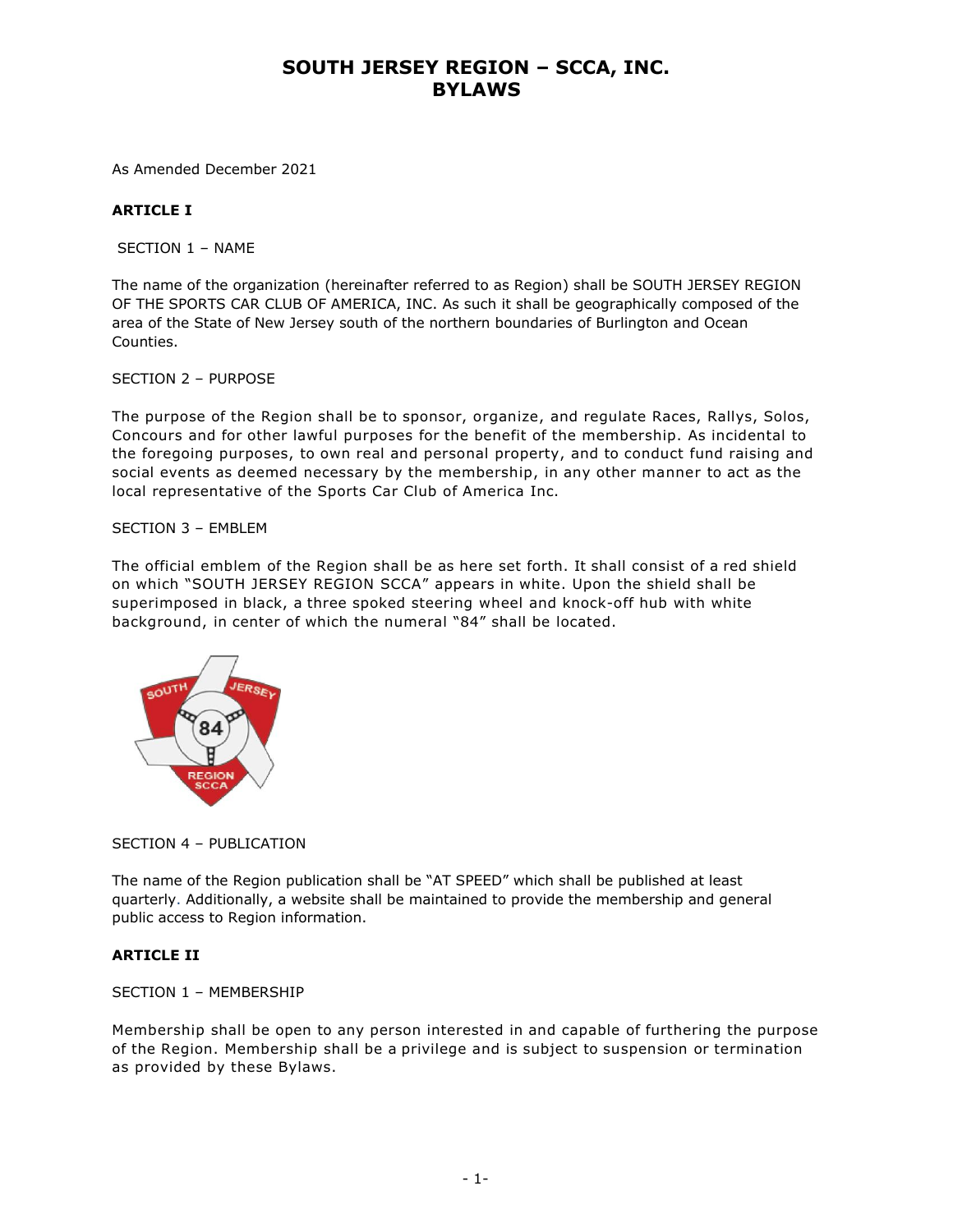# SOUTH JERSEY REGION – SCCA, INC.
# BYLAWS

As Amended December 2021

## ARTICLE I

SECTION 1 – NAME

The name of the organization (hereinafter referred to as Region) shall be SOUTH JERSEY REGION OF THE SPORTS CAR CLUB OF AMERICA, INC. As such it shall be geographically composed of the area of the State of New Jersey south of the northern boundaries of Burlington and Ocean Counties.

SECTION 2 – PURPOSE

The purpose of the Region shall be to sponsor, organize, and regulate Races, Rallys, Solos, Concours and for other lawful purposes for the benefit of the membership. As incidental to the foregoing purposes, to own real and personal property, and to conduct fund raising and social events as deemed necessary by the membership, in any other manner to act as the local representative of the Sports Car Club of America Inc.

SECTION 3 – EMBLEM

The official emblem of the Region shall be as here set forth. It shall consist of a red shield on which "SOUTH JERSEY REGION SCCA" appears in white. Upon the shield shall be superimposed in black, a three spoked steering wheel and knock-off hub with white background, in center of which the numeral "84" shall be located.

SECTION 4 – PUBLICATION

The name of the Region publication shall be "AT SPEED" which shall be published at least quarterly. Additionally, a website shall be maintained to provide the membership and general public access to Region information.

## ARTICLE II

SECTION 1 – MEMBERSHIP

Membership shall be open to any person interested in and capable of furthering the purpose of the Region. Membership shall be a privilege and is subject to suspension or termination as provided by these Bylaws.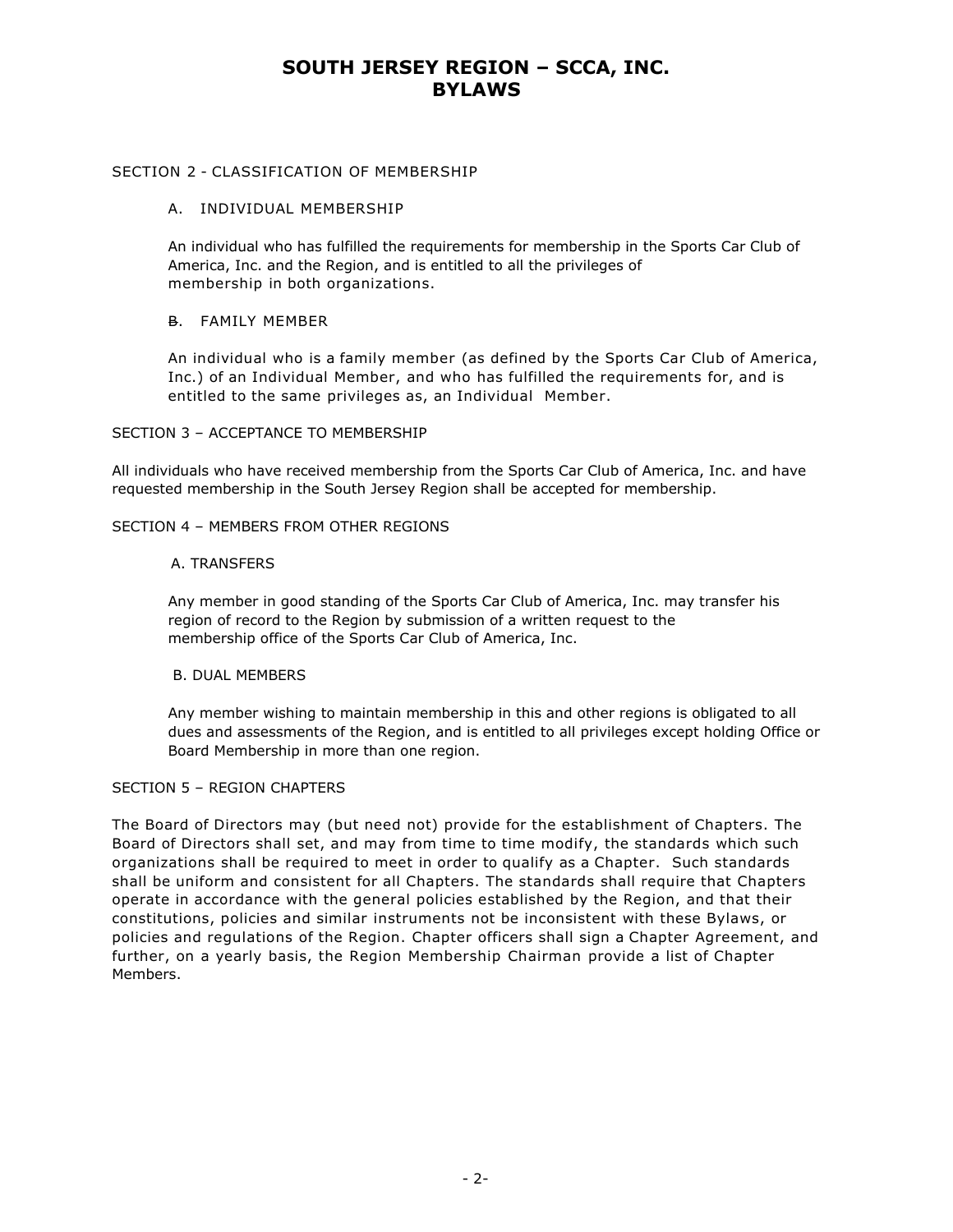## SECTION 2 - CLASSIFICATION OF MEMBERSHIP

### A. INDIVIDUAL MEMBERSHIP

An individual who has fulfilled the requirements for membership in the Sports Car Club of America, Inc. and the Region, and is entitled to all the privileges of membership in both organizations.

### B. FAMILY MEMBER

An individual who is a family member (as defined by the Sports Car Club of America, Inc.) of an Individual Member, and who has fulfilled the requirements for, and is entitled to the same privileges as, an Individual Member.

## SECTION 3 – ACCEPTANCE TO MEMBERSHIP

All individuals who have received membership from the Sports Car Club of America, Inc. and have requested membership in the South Jersey Region shall be accepted for membership.

## SECTION 4 – MEMBERS FROM OTHER REGIONS

### A. TRANSFERS

Any member in good standing of the Sports Car Club of America, Inc. may transfer his region of record to the Region by submission of a written request to the membership office of the Sports Car Club of America, Inc.

### B. DUAL MEMBERS

Any member wishing to maintain membership in this and other regions is obligated to all dues and assessments of the Region, and is entitled to all privileges except holding Office or Board Membership in more than one region.

## SECTION 5 – REGION CHAPTERS

The Board of Directors may (but need not) provide for the establishment of Chapters. The Board of Directors shall set, and may from time to time modify, the standards which such organizations shall be required to meet in order to qualify as a Chapter. Such standards shall be uniform and consistent for all Chapters. The standards shall require that Chapters operate in accordance with the general policies established by the Region, and that their constitutions, policies and similar instruments not be inconsistent with these Bylaws, or policies and regulations of the Region. Chapter officers shall sign a Chapter Agreement, and further, on a yearly basis, the Region Membership Chairman provide a list of Chapter Members.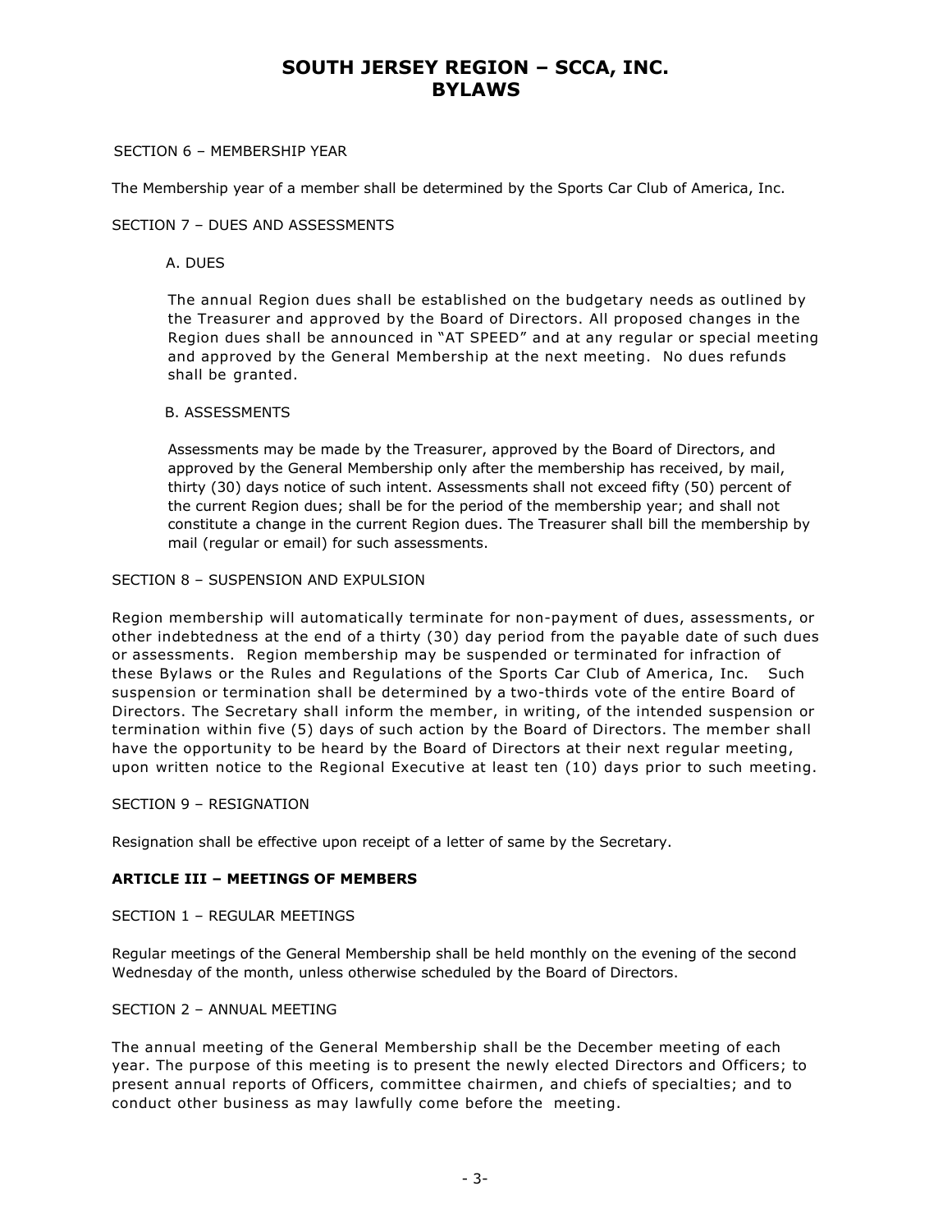SECTION 6 – MEMBERSHIP YEAR

The Membership year of a member shall be determined by the Sports Car Club of America, Inc.

SECTION 7 – DUES AND ASSESSMENTS

A. DUES

The annual Region dues shall be established on the budgetary needs as outlined by the Treasurer and approved by the Board of Directors. All proposed changes in the Region dues shall be announced in "AT SPEED" and at any regular or special meeting and approved by the General Membership at the next meeting. No dues refunds shall be granted.

B. ASSESSMENTS

Assessments may be made by the Treasurer, approved by the Board of Directors, and approved by the General Membership only after the membership has received, by mail, thirty (30) days notice of such intent. Assessments shall not exceed fifty (50) percent of the current Region dues; shall be for the period of the membership year; and shall not constitute a change in the current Region dues. The Treasurer shall bill the membership by mail (regular or email) for such assessments.

SECTION 8 – SUSPENSION AND EXPULSION

Region membership will automatically terminate for non-payment of dues, assessments, or other indebtedness at the end of a thirty (30) day period from the payable date of such dues or assessments. Region membership may be suspended or terminated for infraction of these Bylaws or the Rules and Regulations of the Sports Car Club of America, Inc. Such suspension or termination shall be determined by a two-thirds vote of the entire Board of Directors. The Secretary shall inform the member, in writing, of the intended suspension or termination within five (5) days of such action by the Board of Directors. The member shall have the opportunity to be heard by the Board of Directors at their next regular meeting, upon written notice to the Regional Executive at least ten (10) days prior to such meeting.

SECTION 9 – RESIGNATION

Resignation shall be effective upon receipt of a letter of same by the Secretary.

## ARTICLE III – MEETINGS OF MEMBERS

SECTION 1 – REGULAR MEETINGS

Regular meetings of the General Membership shall be held monthly on the evening of the second Wednesday of the month, unless otherwise scheduled by the Board of Directors.

SECTION 2 – ANNUAL MEETING

The annual meeting of the General Membership shall be the December meeting of each year. The purpose of this meeting is to present the newly elected Directors and Officers; to present annual reports of Officers, committee chairmen, and chiefs of specialties; and to conduct other business as may lawfully come before the meeting.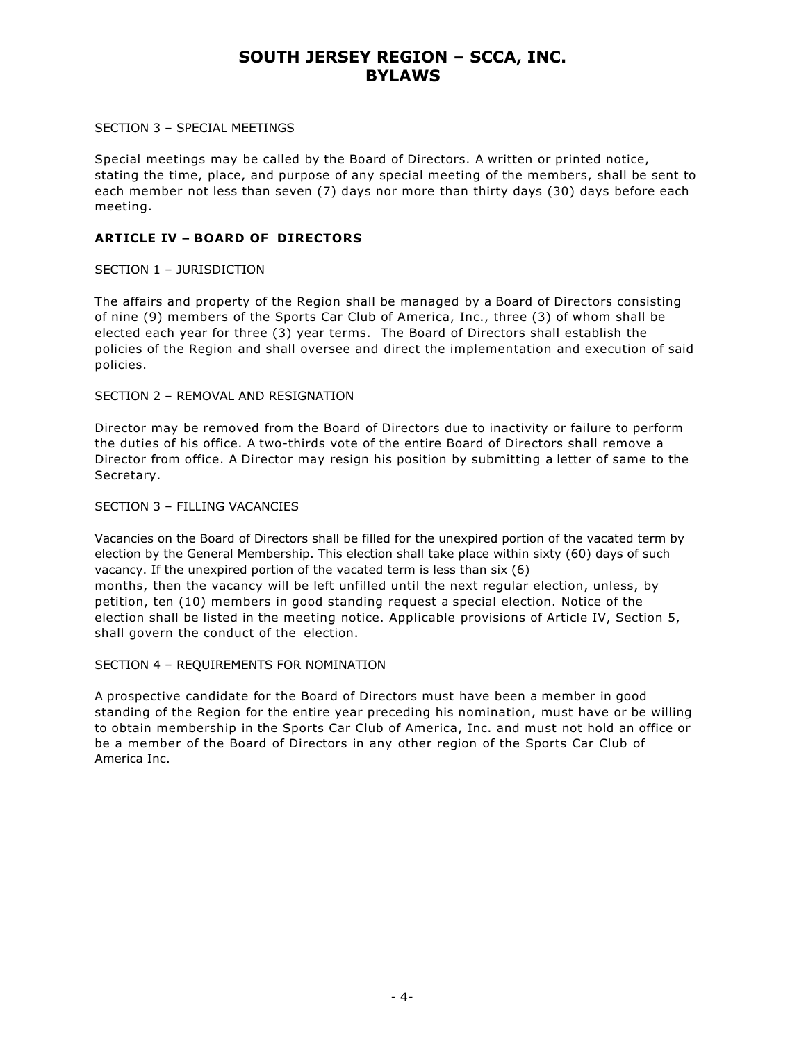SECTION 3 – SPECIAL MEETINGS

Special meetings may be called by the Board of Directors. A written or printed notice, stating the time, place, and purpose of any special meeting of the members, shall be sent to each member not less than seven (7) days nor more than thirty days (30) days before each meeting.

## ARTICLE IV – BOARD OF DIRECTORS

SECTION 1 – JURISDICTION

The affairs and property of the Region shall be managed by a Board of Directors consisting of nine (9) members of the Sports Car Club of America, Inc., three (3) of whom shall be elected each year for three (3) year terms. The Board of Directors shall establish the policies of the Region and shall oversee and direct the implementation and execution of said policies.

SECTION 2 – REMOVAL AND RESIGNATION

Director may be removed from the Board of Directors due to inactivity or failure to perform the duties of his office. A two-thirds vote of the entire Board of Directors shall remove a Director from office. A Director may resign his position by submitting a letter of same to the Secretary.

SECTION 3 – FILLING VACANCIES

Vacancies on the Board of Directors shall be filled for the unexpired portion of the vacated term by election by the General Membership. This election shall take place within sixty (60) days of such vacancy. If the unexpired portion of the vacated term is less than six (6) months, then the vacancy will be left unfilled until the next regular election, unless, by petition, ten (10) members in good standing request a special election. Notice of the election shall be listed in the meeting notice. Applicable provisions of Article IV, Section 5, shall govern the conduct of the election.

SECTION 4 – REQUIREMENTS FOR NOMINATION

A prospective candidate for the Board of Directors must have been a member in good standing of the Region for the entire year preceding his nomination, must have or be willing to obtain membership in the Sports Car Club of America, Inc. and must not hold an office or be a member of the Board of Directors in any other region of the Sports Car Club of America Inc.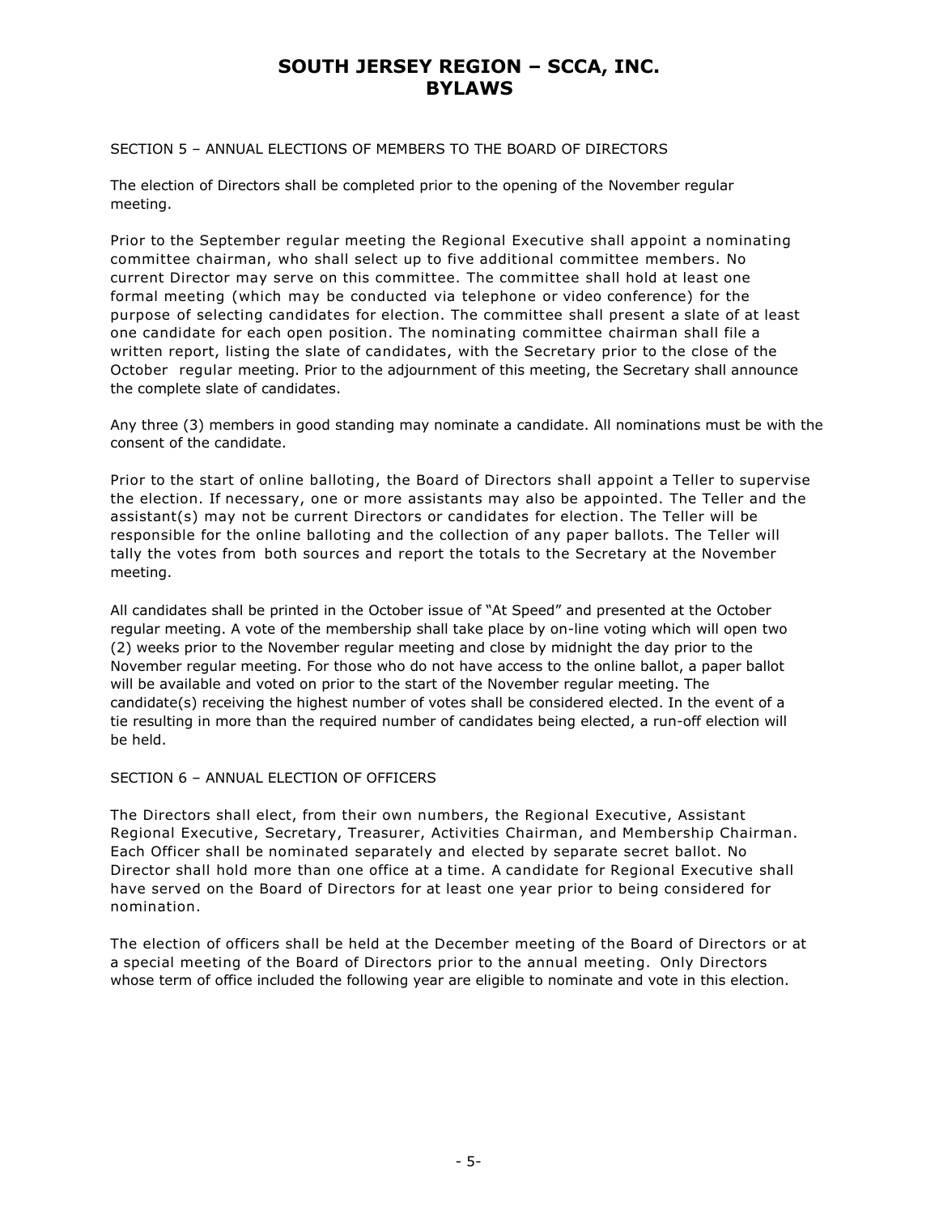SECTION 5 – ANNUAL ELECTIONS OF MEMBERS TO THE BOARD OF DIRECTORS

The election of Directors shall be completed prior to the opening of the November regular meeting.

Prior to the September regular meeting the Regional Executive shall appoint a nominating committee chairman, who shall select up to five additional committee members. No current Director may serve on this committee. The committee shall hold at least one formal meeting (which may be conducted via telephone or video conference) for the purpose of selecting candidates for election. The committee shall present a slate of at least one candidate for each open position. The nominating committee chairman shall file a written report, listing the slate of candidates, with the Secretary prior to the close of the October regular meeting. Prior to the adjournment of this meeting, the Secretary shall announce the complete slate of candidates.

Any three (3) members in good standing may nominate a candidate. All nominations must be with the consent of the candidate.

Prior to the start of online balloting, the Board of Directors shall appoint a Teller to supervise the election. If necessary, one or more assistants may also be appointed. The Teller and the assistant(s) may not be current Directors or candidates for election. The Teller will be responsible for the online balloting and the collection of any paper ballots. The Teller will tally the votes from both sources and report the totals to the Secretary at the November meeting.

All candidates shall be printed in the October issue of "At Speed" and presented at the October regular meeting. A vote of the membership shall take place by on-line voting which will open two (2) weeks prior to the November regular meeting and close by midnight the day prior to the November regular meeting. For those who do not have access to the online ballot, a paper ballot will be available and voted on prior to the start of the November regular meeting. The candidate(s) receiving the highest number of votes shall be considered elected. In the event of a tie resulting in more than the required number of candidates being elected, a run-off election will be held.

SECTION 6 – ANNUAL ELECTION OF OFFICERS

The Directors shall elect, from their own numbers, the Regional Executive, Assistant Regional Executive, Secretary, Treasurer, Activities Chairman, and Membership Chairman. Each Officer shall be nominated separately and elected by separate secret ballot. No Director shall hold more than one office at a time. A candidate for Regional Executive shall have served on the Board of Directors for at least one year prior to being considered for nomination.

The election of officers shall be held at the December meeting of the Board of Directors or at a special meeting of the Board of Directors prior to the annual meeting. Only Directors whose term of office included the following year are eligible to nominate and vote in this election.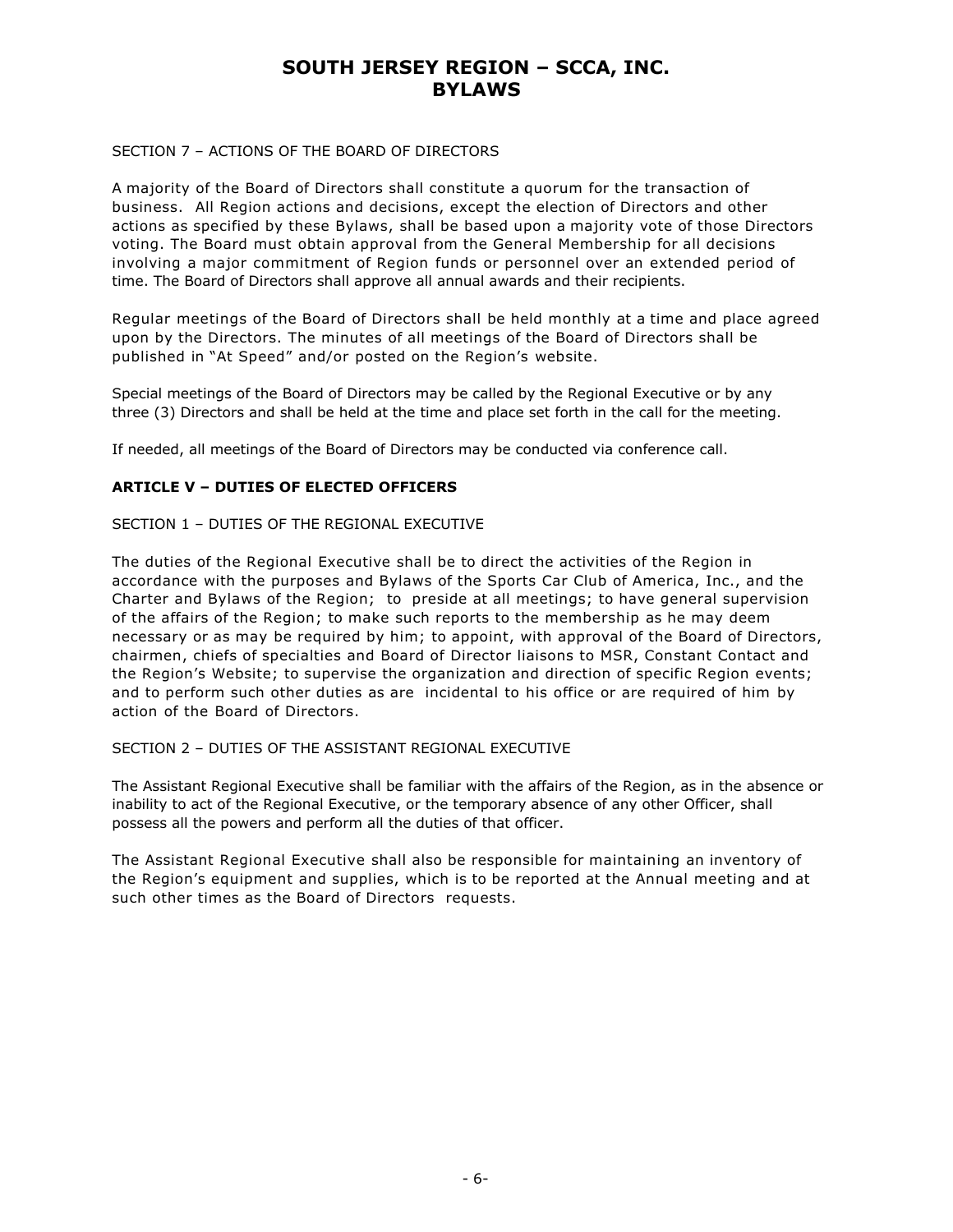SECTION 7 – ACTIONS OF THE BOARD OF DIRECTORS

A majority of the Board of Directors shall constitute a quorum for the transaction of business. All Region actions and decisions, except the election of Directors and other actions as specified by these Bylaws, shall be based upon a majority vote of those Directors voting. The Board must obtain approval from the General Membership for all decisions involving a major commitment of Region funds or personnel over an extended period of time. The Board of Directors shall approve all annual awards and their recipients.

Regular meetings of the Board of Directors shall be held monthly at a time and place agreed upon by the Directors. The minutes of all meetings of the Board of Directors shall be published in "At Speed" and/or posted on the Region's website.

Special meetings of the Board of Directors may be called by the Regional Executive or by any three (3) Directors and shall be held at the time and place set forth in the call for the meeting.

If needed, all meetings of the Board of Directors may be conducted via conference call.

## ARTICLE V – DUTIES OF ELECTED OFFICERS

SECTION 1 – DUTIES OF THE REGIONAL EXECUTIVE

The duties of the Regional Executive shall be to direct the activities of the Region in accordance with the purposes and Bylaws of the Sports Car Club of America, Inc., and the Charter and Bylaws of the Region; to preside at all meetings; to have general supervision of the affairs of the Region; to make such reports to the membership as he may deem necessary or as may be required by him; to appoint, with approval of the Board of Directors, chairmen, chiefs of specialties and Board of Director liaisons to MSR, Constant Contact and the Region's Website; to supervise the organization and direction of specific Region events; and to perform such other duties as are incidental to his office or are required of him by action of the Board of Directors.

SECTION 2 – DUTIES OF THE ASSISTANT REGIONAL EXECUTIVE

The Assistant Regional Executive shall be familiar with the affairs of the Region, as in the absence or inability to act of the Regional Executive, or the temporary absence of any other Officer, shall possess all the powers and perform all the duties of that officer.

The Assistant Regional Executive shall also be responsible for maintaining an inventory of the Region's equipment and supplies, which is to be reported at the Annual meeting and at such other times as the Board of Directors requests.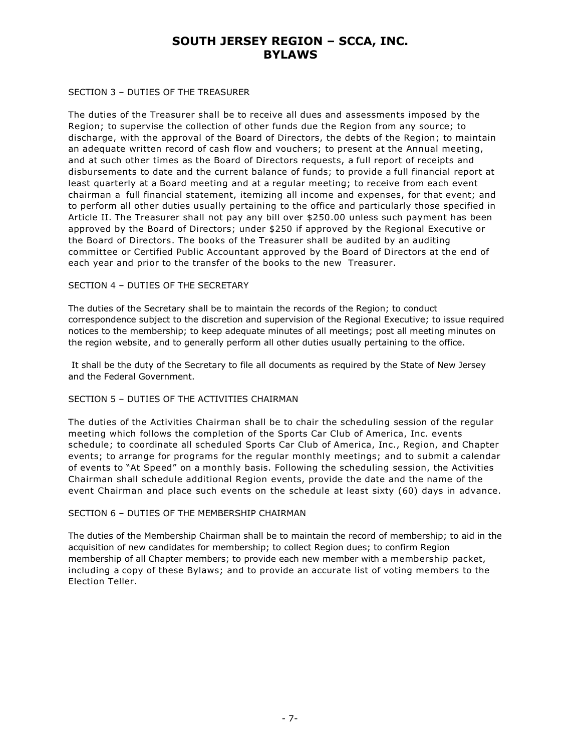SECTION 3 – DUTIES OF THE TREASURER

The duties of the Treasurer shall be to receive all dues and assessments imposed by the Region; to supervise the collection of other funds due the Region from any source; to discharge, with the approval of the Board of Directors, the debts of the Region; to maintain an adequate written record of cash flow and vouchers; to present at the Annual meeting, and at such other times as the Board of Directors requests, a full report of receipts and disbursements to date and the current balance of funds; to provide a full financial report at least quarterly at a Board meeting and at a regular meeting; to receive from each event chairman a full financial statement, itemizing all income and expenses, for that event; and to perform all other duties usually pertaining to the office and particularly those specified in Article II. The Treasurer shall not pay any bill over $250.00 unless such payment has been approved by the Board of Directors; under $250 if approved by the Regional Executive or the Board of Directors. The books of the Treasurer shall be audited by an auditing committee or Certified Public Accountant approved by the Board of Directors at the end of each year and prior to the transfer of the books to the new Treasurer.

SECTION 4 – DUTIES OF THE SECRETARY

The duties of the Secretary shall be to maintain the records of the Region; to conduct correspondence subject to the discretion and supervision of the Regional Executive; to issue required notices to the membership; to keep adequate minutes of all meetings; post all meeting minutes on the region website, and to generally perform all other duties usually pertaining to the office.

It shall be the duty of the Secretary to file all documents as required by the State of New Jersey and the Federal Government.

SECTION 5 – DUTIES OF THE ACTIVITIES CHAIRMAN

The duties of the Activities Chairman shall be to chair the scheduling session of the regular meeting which follows the completion of the Sports Car Club of America, Inc. events schedule; to coordinate all scheduled Sports Car Club of America, Inc., Region, and Chapter events; to arrange for programs for the regular monthly meetings; and to submit a calendar of events to "At Speed" on a monthly basis. Following the scheduling session, the Activities Chairman shall schedule additional Region events, provide the date and the name of the event Chairman and place such events on the schedule at least sixty (60) days in advance.

SECTION 6 – DUTIES OF THE MEMBERSHIP CHAIRMAN

The duties of the Membership Chairman shall be to maintain the record of membership; to aid in the acquisition of new candidates for membership; to collect Region dues; to confirm Region membership of all Chapter members; to provide each new member with a membership packet, including a copy of these Bylaws; and to provide an accurate list of voting members to the Election Teller.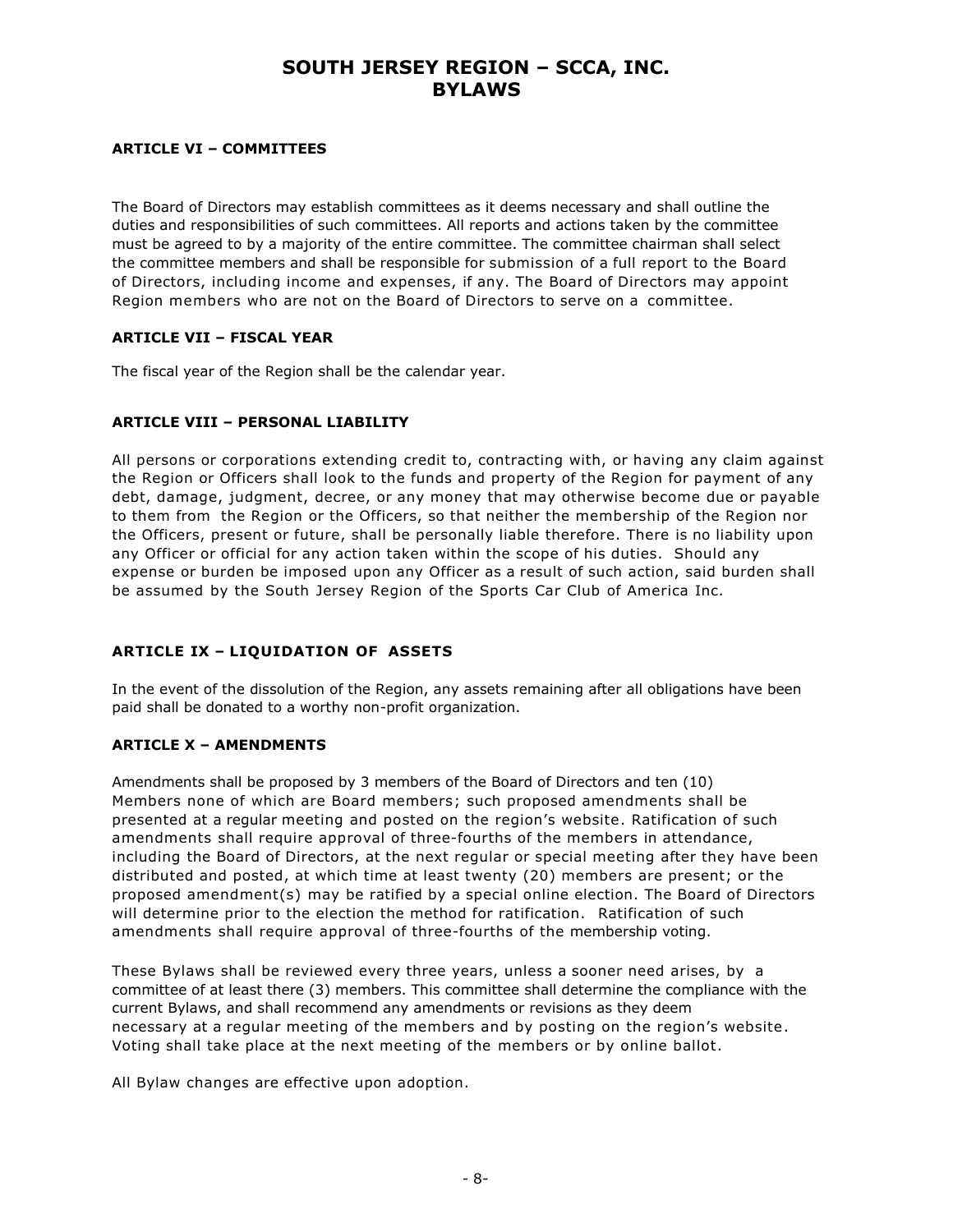# SOUTH JERSEY REGION – SCCA, INC. BYLAWS

### ARTICLE VI – COMMITTEES

The Board of Directors may establish committees as it deems necessary and shall outline the duties and responsibilities of such committees. All reports and actions taken by the committee must be agreed to by a majority of the entire committee. The committee chairman shall select the committee members and shall be responsible for submission of a full report to the Board of Directors, including income and expenses, if any. The Board of Directors may appoint Region members who are not on the Board of Directors to serve on a committee.

### ARTICLE VII – FISCAL YEAR

The fiscal year of the Region shall be the calendar year.

### ARTICLE VIII – PERSONAL LIABILITY

All persons or corporations extending credit to, contracting with, or having any claim against the Region or Officers shall look to the funds and property of the Region for payment of any debt, damage, judgment, decree, or any money that may otherwise become due or payable to them from the Region or the Officers, so that neither the membership of the Region nor the Officers, present or future, shall be personally liable therefore. There is no liability upon any Officer or official for any action taken within the scope of his duties. Should any expense or burden be imposed upon any Officer as a result of such action, said burden shall be assumed by the South Jersey Region of the Sports Car Club of America Inc.

### ARTICLE IX – LIQUIDATION OF ASSETS

In the event of the dissolution of the Region, any assets remaining after all obligations have been paid shall be donated to a worthy non-profit organization.

### ARTICLE X – AMENDMENTS

Amendments shall be proposed by 3 members of the Board of Directors and ten (10) Members none of which are Board members; such proposed amendments shall be presented at a regular meeting and posted on the region's website. Ratification of such amendments shall require approval of three-fourths of the members in attendance, including the Board of Directors, at the next regular or special meeting after they have been distributed and posted, at which time at least twenty (20) members are present; or the proposed amendment(s) may be ratified by a special online election. The Board of Directors will determine prior to the election the method for ratification. Ratification of such amendments shall require approval of three-fourths of the membership voting.

These Bylaws shall be reviewed every three years, unless a sooner need arises, by a committee of at least there (3) members. This committee shall determine the compliance with the current Bylaws, and shall recommend any amendments or revisions as they deem necessary at a regular meeting of the members and by posting on the region's website. Voting shall take place at the next meeting of the members or by online ballot.

All Bylaw changes are effective upon adoption.